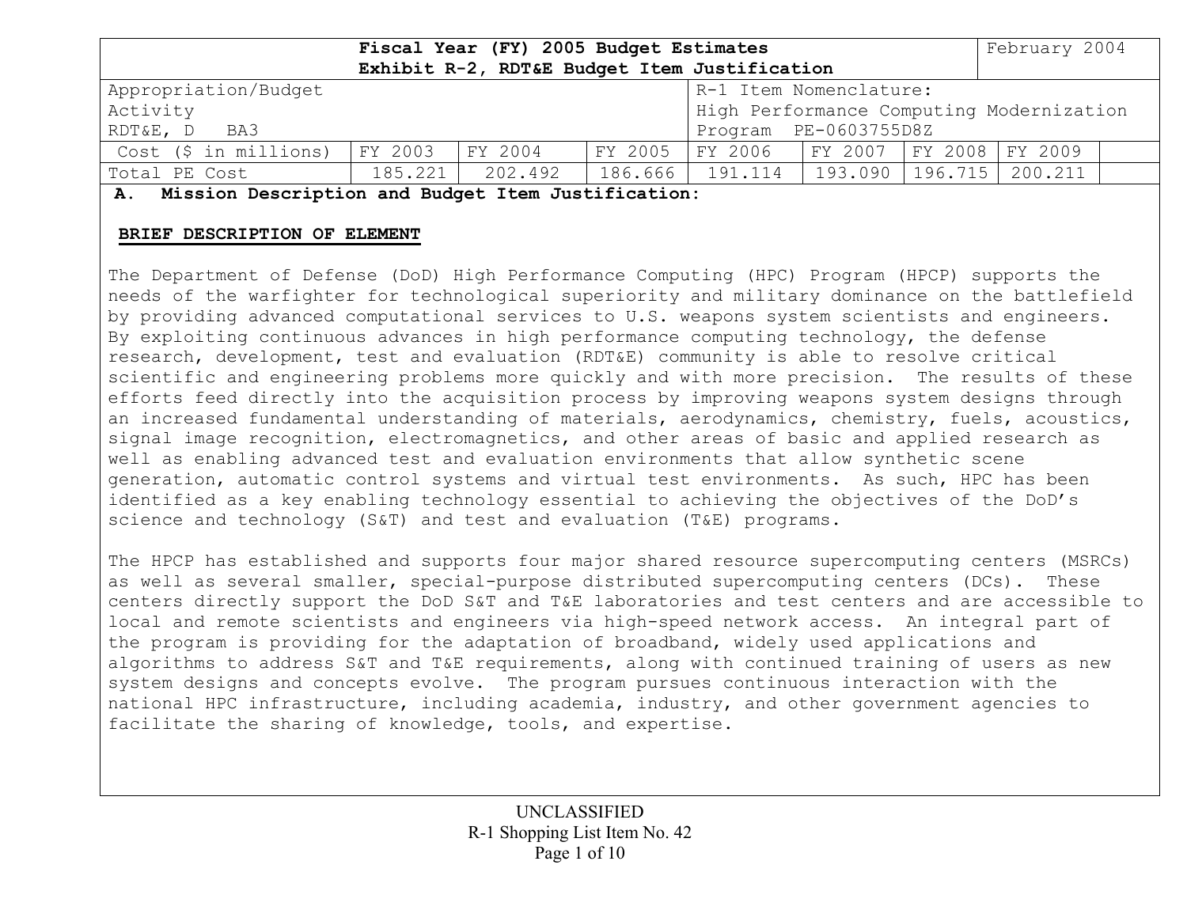| Fiscal Year (FY) 2005 Budget Estimates<br>Exhibit R-2, RDT&E Budget Item Justification | | | | | | | February 2004 |
|---|---|---|---|---|---|---|---|
| Appropriation/Budget Activity<br>RDT&E, D BA3 | | | | R-1 Item Nomenclature:<br>High Performance Computing Modernization Program PE-0603755D8Z | | | |
| Cost ($ in millions) | FY 2003 | FY 2004 | FY 2005 | FY 2006 | FY 2007 | FY 2008 | FY 2009 |
| Total PE Cost | 185.221 | 202.492 | 186.666 | 191.114 | 193.090 | 196.715 | 200.211 |

**A. Mission Description and Budget Item Justification:**

**BRIEF DESCRIPTION OF ELEMENT**

The Department of Defense (DoD) High Performance Computing (HPC) Program (HPCP) supports the needs of the warfighter for technological superiority and military dominance on the battlefield by providing advanced computational services to U.S. weapons system scientists and engineers. By exploiting continuous advances in high performance computing technology, the defense research, development, test and evaluation (RDT&E) community is able to resolve critical scientific and engineering problems more quickly and with more precision. The results of these efforts feed directly into the acquisition process by improving weapons system designs through an increased fundamental understanding of materials, aerodynamics, chemistry, fuels, acoustics, signal image recognition, electromagnetics, and other areas of basic and applied research as well as enabling advanced test and evaluation environments that allow synthetic scene generation, automatic control systems and virtual test environments. As such, HPC has been identified as a key enabling technology essential to achieving the objectives of the DoD's science and technology (S&T) and test and evaluation (T&E) programs.

The HPCP has established and supports four major shared resource supercomputing centers (MSRCs) as well as several smaller, special-purpose distributed supercomputing centers (DCs). These centers directly support the DoD S&T and T&E laboratories and test centers and are accessible to local and remote scientists and engineers via high-speed network access. An integral part of the program is providing for the adaptation of broadband, widely used applications and algorithms to address S&T and T&E requirements, along with continued training of users as new system designs and concepts evolve. The program pursues continuous interaction with the national HPC infrastructure, including academia, industry, and other government agencies to facilitate the sharing of knowledge, tools, and expertise.

UNCLASSIFIED
R-1 Shopping List Item No. 42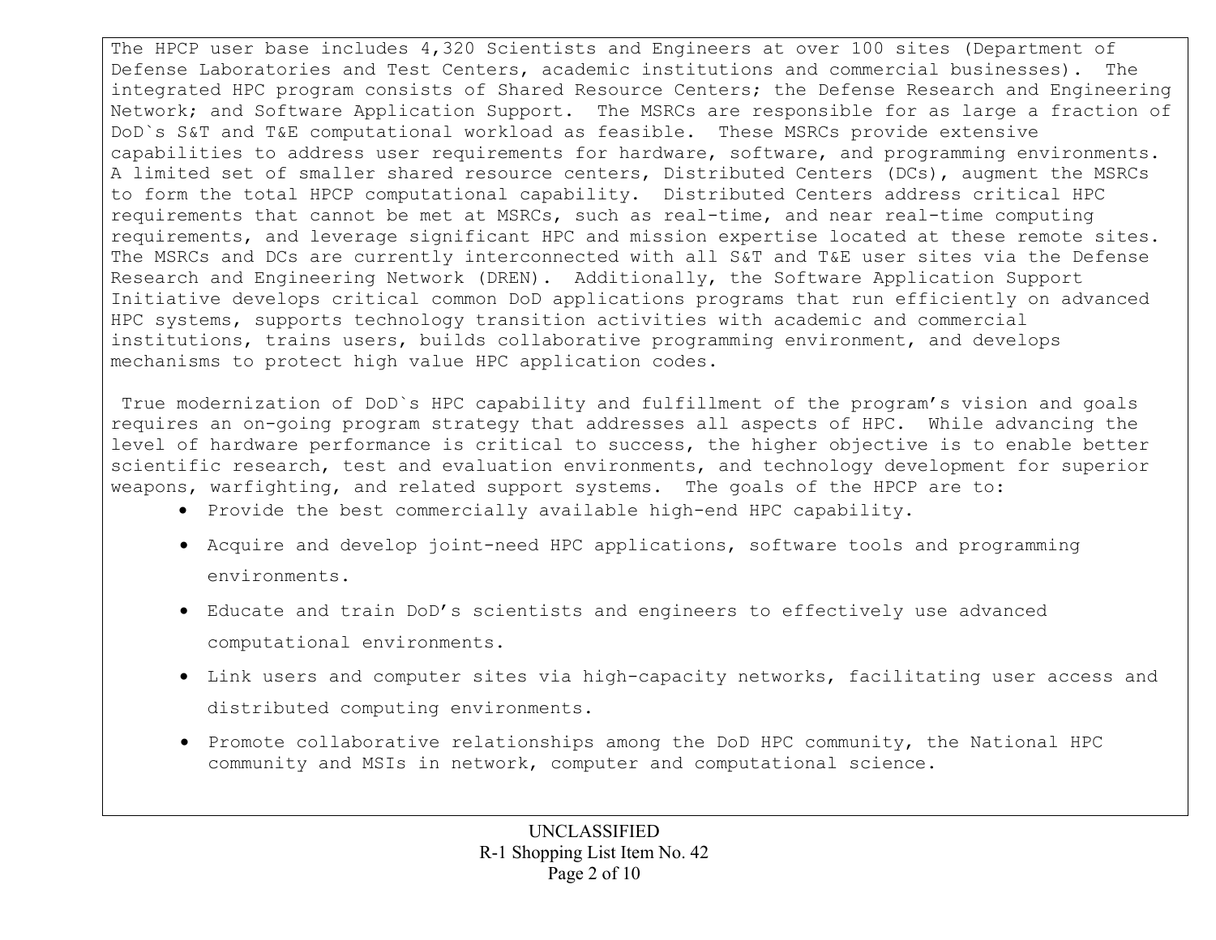The HPCP user base includes 4,320 Scientists and Engineers at over 100 sites (Department of Defense Laboratories and Test Centers, academic institutions and commercial businesses). The integrated HPC program consists of Shared Resource Centers; the Defense Research and Engineering Network; and Software Application Support. The MSRCs are responsible for as large a fraction of DoD`s S&T and T&E computational workload as feasible. These MSRCs provide extensive capabilities to address user requirements for hardware, software, and programming environments. A limited set of smaller shared resource centers, Distributed Centers (DCs), augment the MSRCs to form the total HPCP computational capability. Distributed Centers address critical HPC requirements that cannot be met at MSRCs, such as real-time, and near real-time computing requirements, and leverage significant HPC and mission expertise located at these remote sites. The MSRCs and DCs are currently interconnected with all S&T and T&E user sites via the Defense Research and Engineering Network (DREN). Additionally, the Software Application Support Initiative develops critical common DoD applications programs that run efficiently on advanced HPC systems, supports technology transition activities with academic and commercial institutions, trains users, builds collaborative programming environment, and develops mechanisms to protect high value HPC application codes.

True modernization of DoD`s HPC capability and fulfillment of the program's vision and goals requires an on-going program strategy that addresses all aspects of HPC. While advancing the level of hardware performance is critical to success, the higher objective is to enable better scientific research, test and evaluation environments, and technology development for superior weapons, warfighting, and related support systems. The goals of the HPCP are to:

- Provide the best commercially available high-end HPC capability.
- Acquire and develop joint-need HPC applications, software tools and programming environments.
- Educate and train DoD's scientists and engineers to effectively use advanced computational environments.
- Link users and computer sites via high-capacity networks, facilitating user access and distributed computing environments.
- Promote collaborative relationships among the DoD HPC community, the National HPC community and MSIs in network, computer and computational science.

UNCLASSIFIED
R-1 Shopping List Item No. 42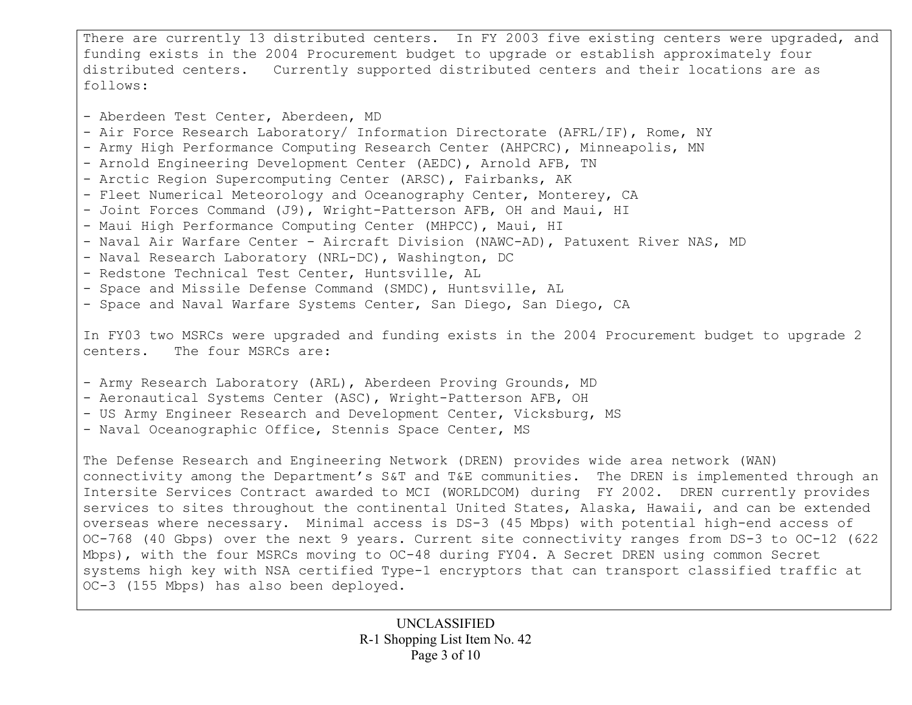There are currently 13 distributed centers. In FY 2003 five existing centers were upgraded, and funding exists in the 2004 Procurement budget to upgrade or establish approximately four distributed centers. Currently supported distributed centers and their locations are as follows:

- Aberdeen Test Center, Aberdeen, MD
- Air Force Research Laboratory/ Information Directorate (AFRL/IF), Rome, NY
- Army High Performance Computing Research Center (AHPCRC), Minneapolis, MN
- Arnold Engineering Development Center (AEDC), Arnold AFB, TN
- Arctic Region Supercomputing Center (ARSC), Fairbanks, AK
- Fleet Numerical Meteorology and Oceanography Center, Monterey, CA
- Joint Forces Command (J9), Wright-Patterson AFB, OH and Maui, HI
- Maui High Performance Computing Center (MHPCC), Maui, HI
- Naval Air Warfare Center - Aircraft Division (NAWC-AD), Patuxent River NAS, MD
- Naval Research Laboratory (NRL-DC), Washington, DC
- Redstone Technical Test Center, Huntsville, AL
- Space and Missile Defense Command (SMDC), Huntsville, AL
- Space and Naval Warfare Systems Center, San Diego, San Diego, CA

In FY03 two MSRCs were upgraded and funding exists in the 2004 Procurement budget to upgrade 2 centers. The four MSRCs are:

- Army Research Laboratory (ARL), Aberdeen Proving Grounds, MD
- Aeronautical Systems Center (ASC), Wright-Patterson AFB, OH
- US Army Engineer Research and Development Center, Vicksburg, MS
- Naval Oceanographic Office, Stennis Space Center, MS

The Defense Research and Engineering Network (DREN) provides wide area network (WAN) connectivity among the Department's S&T and T&E communities. The DREN is implemented through an Intersite Services Contract awarded to MCI (WORLDCOM) during FY 2002. DREN currently provides services to sites throughout the continental United States, Alaska, Hawaii, and can be extended overseas where necessary. Minimal access is DS-3 (45 Mbps) with potential high-end access of OC-768 (40 Gbps) over the next 9 years. Current site connectivity ranges from DS-3 to OC-12 (622 Mbps), with the four MSRCs moving to OC-48 during FY04. A Secret DREN using common Secret systems high key with NSA certified Type-1 encryptors that can transport classified traffic at OC-3 (155 Mbps) has also been deployed.

UNCLASSIFIED

R-1 Shopping List Item No. 42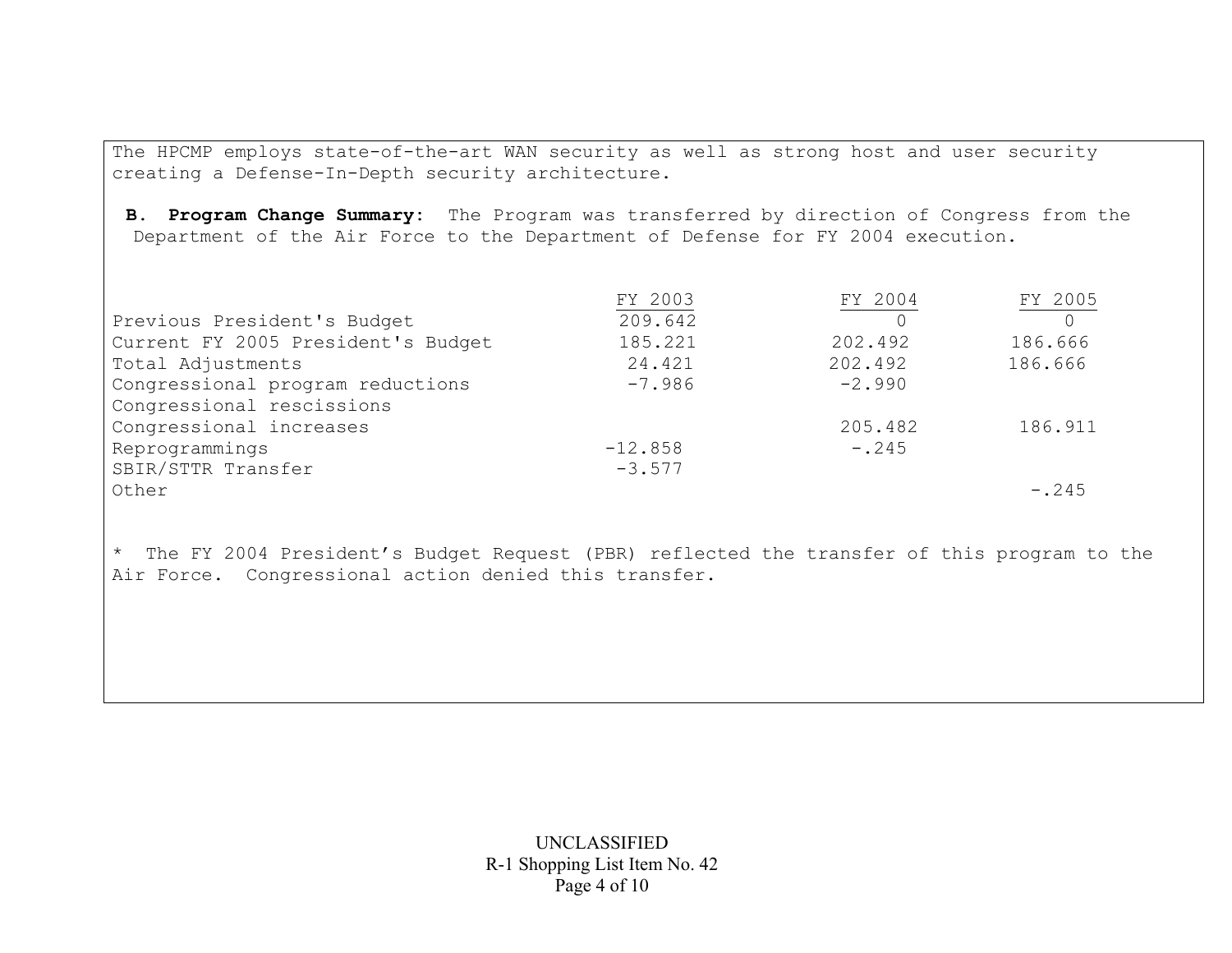The HPCMP employs state-of-the-art WAN security as well as strong host and user security creating a Defense-In-Depth security architecture.

**B. Program Change Summary:** The Program was transferred by direction of Congress from the Department of the Air Force to the Department of Defense for FY 2004 execution.

| | FY 2003 | FY 2004 | FY 2005 |
|---|---|---|---|
| Previous President's Budget | 209.642 | 0 | 0 |
| Current FY 2005 President's Budget | 185.221 | 202.492 | 186.666 |
| Total Adjustments | 24.421 | 202.492 | 186.666 |
| Congressional program reductions | -7.986 | -2.990 | |
| Congressional rescissions | | | |
| Congressional increases | | 205.482 | 186.911 |
| Reprogrammings | -12.858 | -.245 | |
| SBIR/STTR Transfer | -3.577 | | |
| Other | | | -.245 |

* The FY 2004 President's Budget Request (PBR) reflected the transfer of this program to the Air Force. Congressional action denied this transfer.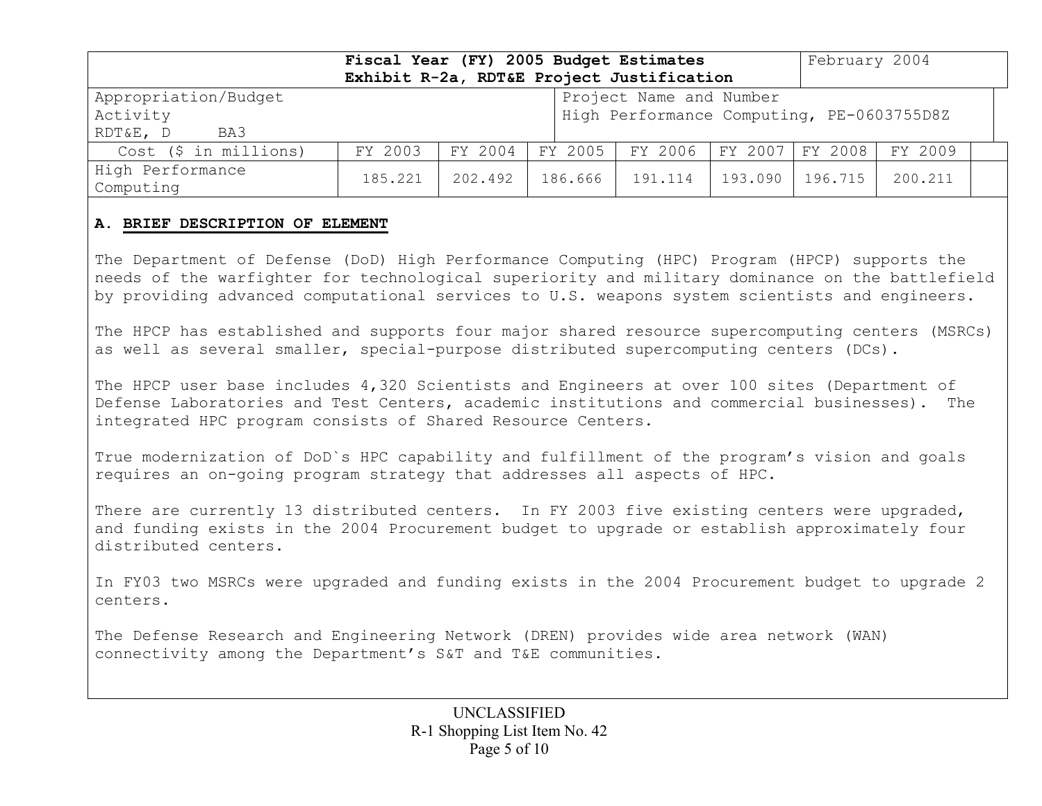| Fiscal Year (FY) 2005 Budget Estimates<br>Exhibit R-2a, RDT&E Project Justification | | | | | | | February 2004 |
|---|---|---|---|---|---|---|---|
| Appropriation/Budget Activity<br>RDT&E, D BA3 | | | Project Name and Number<br>High Performance Computing, PE-0603755D8Z | | | | |
| Cost ($ in millions) | FY 2003 | FY 2004 | FY 2005 | FY 2006 | FY 2007 | FY 2008 | FY 2009 |
| High Performance Computing | 185.221 | 202.492 | 186.666 | 191.114 | 193.090 | 196.715 | 200.211 |

**A. BRIEF DESCRIPTION OF ELEMENT**

The Department of Defense (DoD) High Performance Computing (HPC) Program (HPCP) supports the needs of the warfighter for technological superiority and military dominance on the battlefield by providing advanced computational services to U.S. weapons system scientists and engineers.

The HPCP has established and supports four major shared resource supercomputing centers (MSRCs) as well as several smaller, special-purpose distributed supercomputing centers (DCs).

The HPCP user base includes 4,320 Scientists and Engineers at over 100 sites (Department of Defense Laboratories and Test Centers, academic institutions and commercial businesses). The integrated HPC program consists of Shared Resource Centers.

True modernization of DoD`s HPC capability and fulfillment of the program's vision and goals requires an on-going program strategy that addresses all aspects of HPC.

There are currently 13 distributed centers. In FY 2003 five existing centers were upgraded, and funding exists in the 2004 Procurement budget to upgrade or establish approximately four distributed centers.

In FY03 two MSRCs were upgraded and funding exists in the 2004 Procurement budget to upgrade 2 centers.

The Defense Research and Engineering Network (DREN) provides wide area network (WAN) connectivity among the Department's S&T and T&E communities.

UNCLASSIFIED
R-1 Shopping List Item No. 42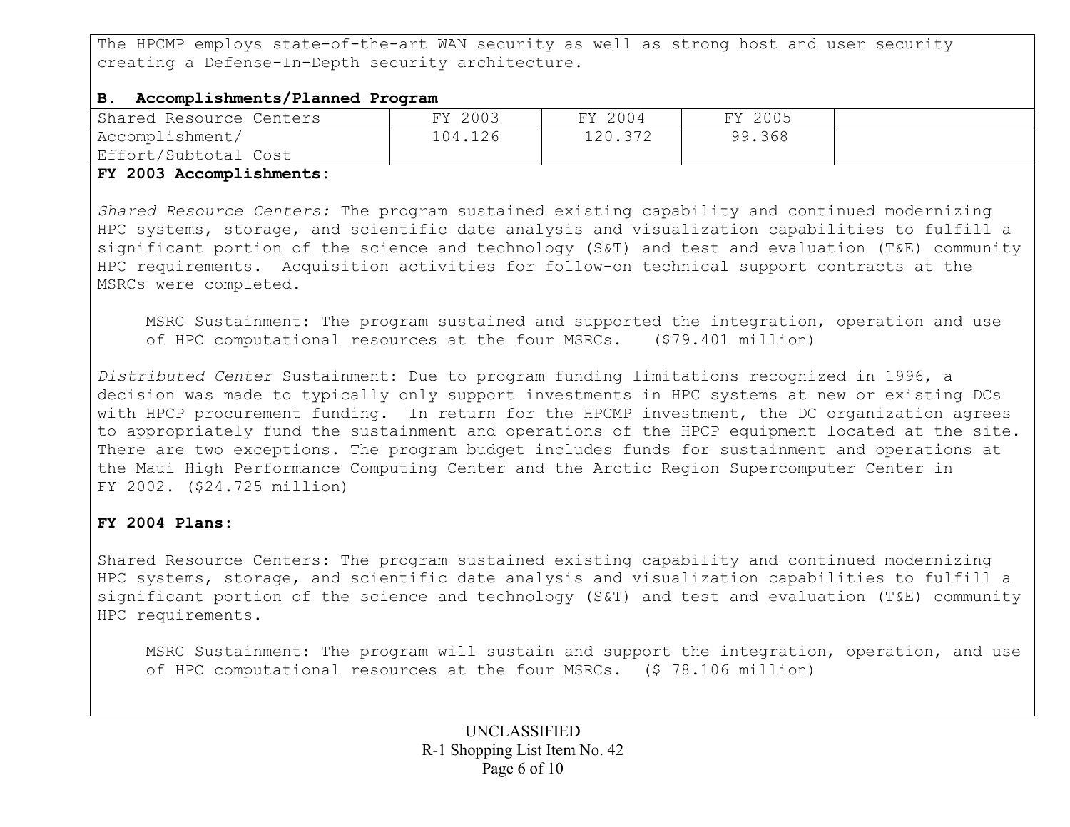The HPCMP employs state-of-the-art WAN security as well as strong host and user security creating a Defense-In-Depth security architecture.

**B. Accomplishments/Planned Program**

| Shared Resource Centers | FY 2003 | FY 2004 | FY 2005 | |
|---|---|---|---|---|
| Accomplishment/ Effort/Subtotal Cost | 104.126 | 120.372 | 99.368 | |

**FY 2003 Accomplishments:**

*Shared Resource Centers:* The program sustained existing capability and continued modernizing HPC systems, storage, and scientific date analysis and visualization capabilities to fulfill a significant portion of the science and technology (S&T) and test and evaluation (T&E) community HPC requirements. Acquisition activities for follow-on technical support contracts at the MSRCs were completed.

MSRC Sustainment: The program sustained and supported the integration, operation and use of HPC computational resources at the four MSRCs. ($79.401 million)

*Distributed Center* Sustainment: Due to program funding limitations recognized in 1996, a decision was made to typically only support investments in HPC systems at new or existing DCs with HPCP procurement funding. In return for the HPCMP investment, the DC organization agrees to appropriately fund the sustainment and operations of the HPCP equipment located at the site. There are two exceptions. The program budget includes funds for sustainment and operations at the Maui High Performance Computing Center and the Arctic Region Supercomputer Center in FY 2002. ($24.725 million)

**FY 2004 Plans:**

Shared Resource Centers: The program sustained existing capability and continued modernizing HPC systems, storage, and scientific date analysis and visualization capabilities to fulfill a significant portion of the science and technology (S&T) and test and evaluation (T&E) community HPC requirements.

MSRC Sustainment: The program will sustain and support the integration, operation, and use of HPC computational resources at the four MSRCs. ($ 78.106 million)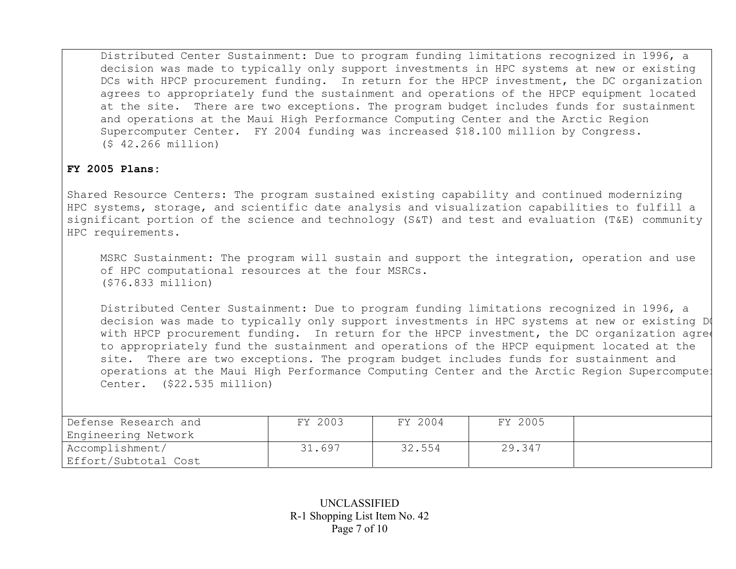Distributed Center Sustainment: Due to program funding limitations recognized in 1996, a decision was made to typically only support investments in HPC systems at new or existing DCs with HPCP procurement funding. In return for the HPCP investment, the DC organization agrees to appropriately fund the sustainment and operations of the HPCP equipment located at the site. There are two exceptions. The program budget includes funds for sustainment and operations at the Maui High Performance Computing Center and the Arctic Region Supercomputer Center. FY 2004 funding was increased $18.100 million by Congress. ($ 42.266 million)

**FY 2005 Plans:**

Shared Resource Centers: The program sustained existing capability and continued modernizing HPC systems, storage, and scientific date analysis and visualization capabilities to fulfill a significant portion of the science and technology (S&T) and test and evaluation (T&E) community HPC requirements.

MSRC Sustainment: The program will sustain and support the integration, operation and use of HPC computational resources at the four MSRCs. ($76.833 million)

Distributed Center Sustainment: Due to program funding limitations recognized in 1996, a decision was made to typically only support investments in HPC systems at new or existing DCs with HPCP procurement funding. In return for the HPCP investment, the DC organization agrees to appropriately fund the sustainment and operations of the HPCP equipment located at the site. There are two exceptions. The program budget includes funds for sustainment and operations at the Maui High Performance Computing Center and the Arctic Region Supercomputer Center. ($22.535 million)

| Defense Research and Engineering Network | FY 2003 | FY 2004 | FY 2005 | |
|---|---|---|---|---|
| Accomplishment/ Effort/Subtotal Cost | 31.697 | 32.554 | 29.347 | |

UNCLASSIFIED
R-1 Shopping List Item No. 42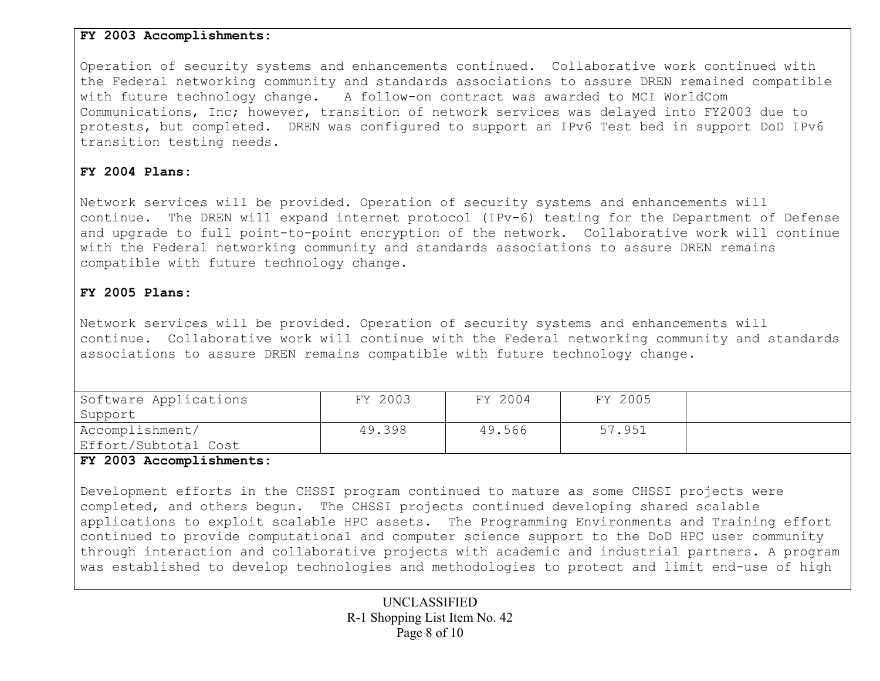**FY 2003 Accomplishments:**

Operation of security systems and enhancements continued. Collaborative work continued with the Federal networking community and standards associations to assure DREN remained compatible with future technology change. A follow-on contract was awarded to MCI WorldCom Communications, Inc; however, transition of network services was delayed into FY2003 due to protests, but completed. DREN was configured to support an IPv6 Test bed in support DoD IPv6 transition testing needs.

**FY 2004 Plans:**

Network services will be provided. Operation of security systems and enhancements will continue. The DREN will expand internet protocol (IPv-6) testing for the Department of Defense and upgrade to full point-to-point encryption of the network. Collaborative work will continue with the Federal networking community and standards associations to assure DREN remains compatible with future technology change.

**FY 2005 Plans:**

Network services will be provided. Operation of security systems and enhancements will continue. Collaborative work will continue with the Federal networking community and standards associations to assure DREN remains compatible with future technology change.

| Software Applications Support | FY 2003 | FY 2004 | FY 2005 | |
|---|---|---|---|---|
| Accomplishment/ Effort/Subtotal Cost | 49.398 | 49.566 | 57.951 | |

**FY 2003 Accomplishments:**

Development efforts in the CHSSI program continued to mature as some CHSSI projects were completed, and others begun. The CHSSI projects continued developing shared scalable applications to exploit scalable HPC assets. The Programming Environments and Training effort continued to provide computational and computer science support to the DoD HPC user community through interaction and collaborative projects with academic and industrial partners. A program was established to develop technologies and methodologies to protect and limit end-use of high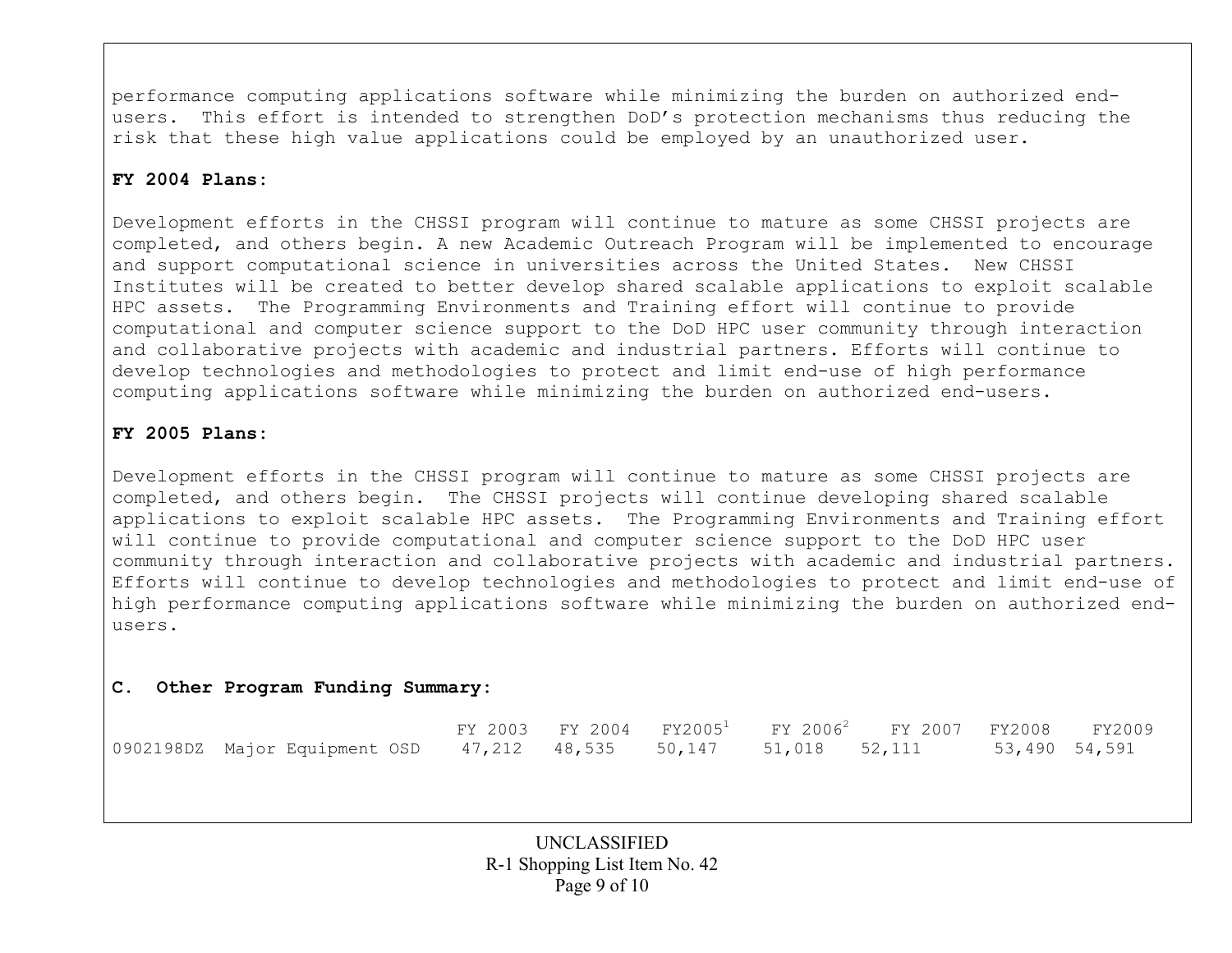performance computing applications software while minimizing the burden on authorized end-users. This effort is intended to strengthen DoD's protection mechanisms thus reducing the risk that these high value applications could be employed by an unauthorized user.

**FY 2004 Plans:**

Development efforts in the CHSSI program will continue to mature as some CHSSI projects are completed, and others begin. A new Academic Outreach Program will be implemented to encourage and support computational science in universities across the United States. New CHSSI Institutes will be created to better develop shared scalable applications to exploit scalable HPC assets. The Programming Environments and Training effort will continue to provide computational and computer science support to the DoD HPC user community through interaction and collaborative projects with academic and industrial partners. Efforts will continue to develop technologies and methodologies to protect and limit end-use of high performance computing applications software while minimizing the burden on authorized end-users.

**FY 2005 Plans:**

Development efforts in the CHSSI program will continue to mature as some CHSSI projects are completed, and others begin. The CHSSI projects will continue developing shared scalable applications to exploit scalable HPC assets. The Programming Environments and Training effort will continue to provide computational and computer science support to the DoD HPC user community through interaction and collaborative projects with academic and industrial partners. Efforts will continue to develop technologies and methodologies to protect and limit end-use of high performance computing applications software while minimizing the burden on authorized end-users.

**C. Other Program Funding Summary:**

| | FY 2003 | FY 2004 | FY2005[1] | FY 2006[2] | FY 2007 | FY2008 | FY2009 |
|---|---|---|---|---|---|---|---|
| 0902198DZ Major Equipment OSD | 47,212 | 48,535 | 50,147 | 51,018 | 52,111 | 53,490 | 54,591 |

UNCLASSIFIED

R-1 Shopping List Item No. 42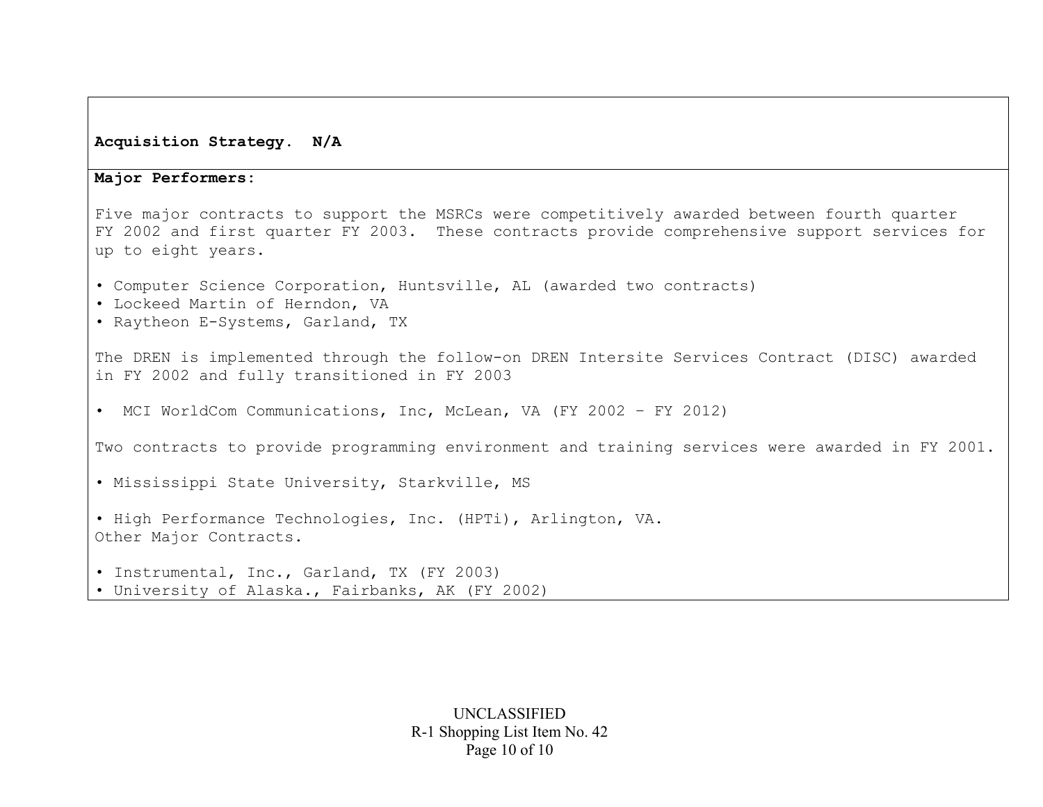**Acquisition Strategy. N/A**

**Major Performers:**

Five major contracts to support the MSRCs were competitively awarded between fourth quarter FY 2002 and first quarter FY 2003. These contracts provide comprehensive support services for up to eight years.

- Computer Science Corporation, Huntsville, AL (awarded two contracts)
- Lockeed Martin of Herndon, VA
- Raytheon E-Systems, Garland, TX

The DREN is implemented through the follow-on DREN Intersite Services Contract (DISC) awarded in FY 2002 and fully transitioned in FY 2003

- MCI WorldCom Communications, Inc, McLean, VA (FY 2002 – FY 2012)

Two contracts to provide programming environment and training services were awarded in FY 2001.

- Mississippi State University, Starkville, MS

- High Performance Technologies, Inc. (HPTi), Arlington, VA.

Other Major Contracts.

- Instrumental, Inc., Garland, TX (FY 2003)
- University of Alaska., Fairbanks, AK (FY 2002)